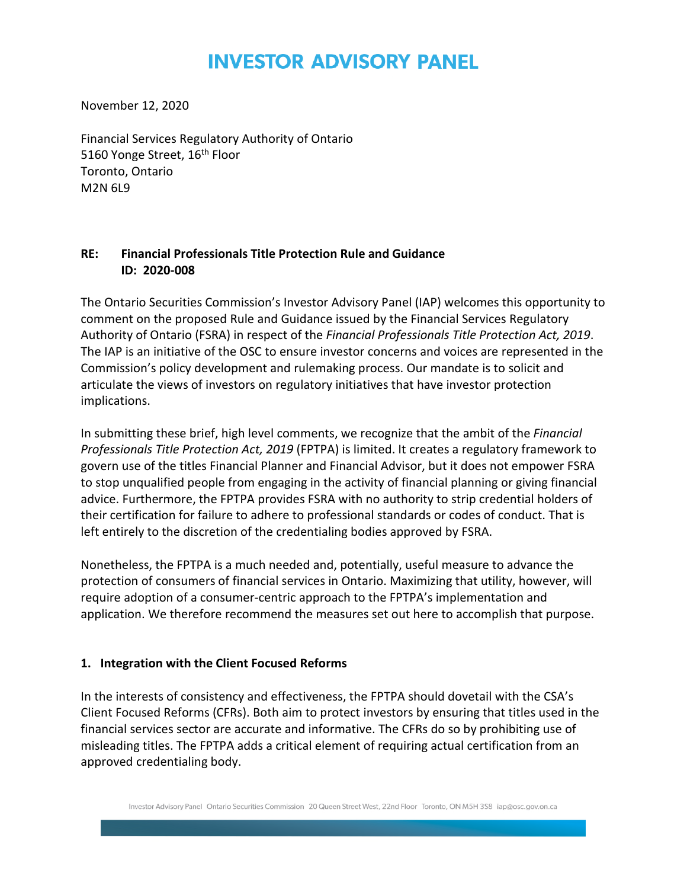# INVESTOR ADVISORY PANEL

November 12, 2020

Financial Services Regulatory Authority of Ontario
5160 Yonge Street, 16th Floor
Toronto, Ontario
M2N 6L9

**RE: Financial Professionals Title Protection Rule and Guidance**
**ID: 2020-008**

The Ontario Securities Commission's Investor Advisory Panel (IAP) welcomes this opportunity to comment on the proposed Rule and Guidance issued by the Financial Services Regulatory Authority of Ontario (FSRA) in respect of the *Financial Professionals Title Protection Act, 2019*. The IAP is an initiative of the OSC to ensure investor concerns and voices are represented in the Commission's policy development and rulemaking process. Our mandate is to solicit and articulate the views of investors on regulatory initiatives that have investor protection implications.

In submitting these brief, high level comments, we recognize that the ambit of the *Financial Professionals Title Protection Act, 2019* (FPTPA) is limited. It creates a regulatory framework to govern use of the titles Financial Planner and Financial Advisor, but it does not empower FSRA to stop unqualified people from engaging in the activity of financial planning or giving financial advice. Furthermore, the FPTPA provides FSRA with no authority to strip credential holders of their certification for failure to adhere to professional standards or codes of conduct. That is left entirely to the discretion of the credentialing bodies approved by FSRA.

Nonetheless, the FPTPA is a much needed and, potentially, useful measure to advance the protection of consumers of financial services in Ontario. Maximizing that utility, however, will require adoption of a consumer-centric approach to the FPTPA's implementation and application. We therefore recommend the measures set out here to accomplish that purpose.

## 1. Integration with the Client Focused Reforms

In the interests of consistency and effectiveness, the FPTPA should dovetail with the CSA's Client Focused Reforms (CFRs). Both aim to protect investors by ensuring that titles used in the financial services sector are accurate and informative. The CFRs do so by prohibiting use of misleading titles. The FPTPA adds a critical element of requiring actual certification from an approved credentialing body.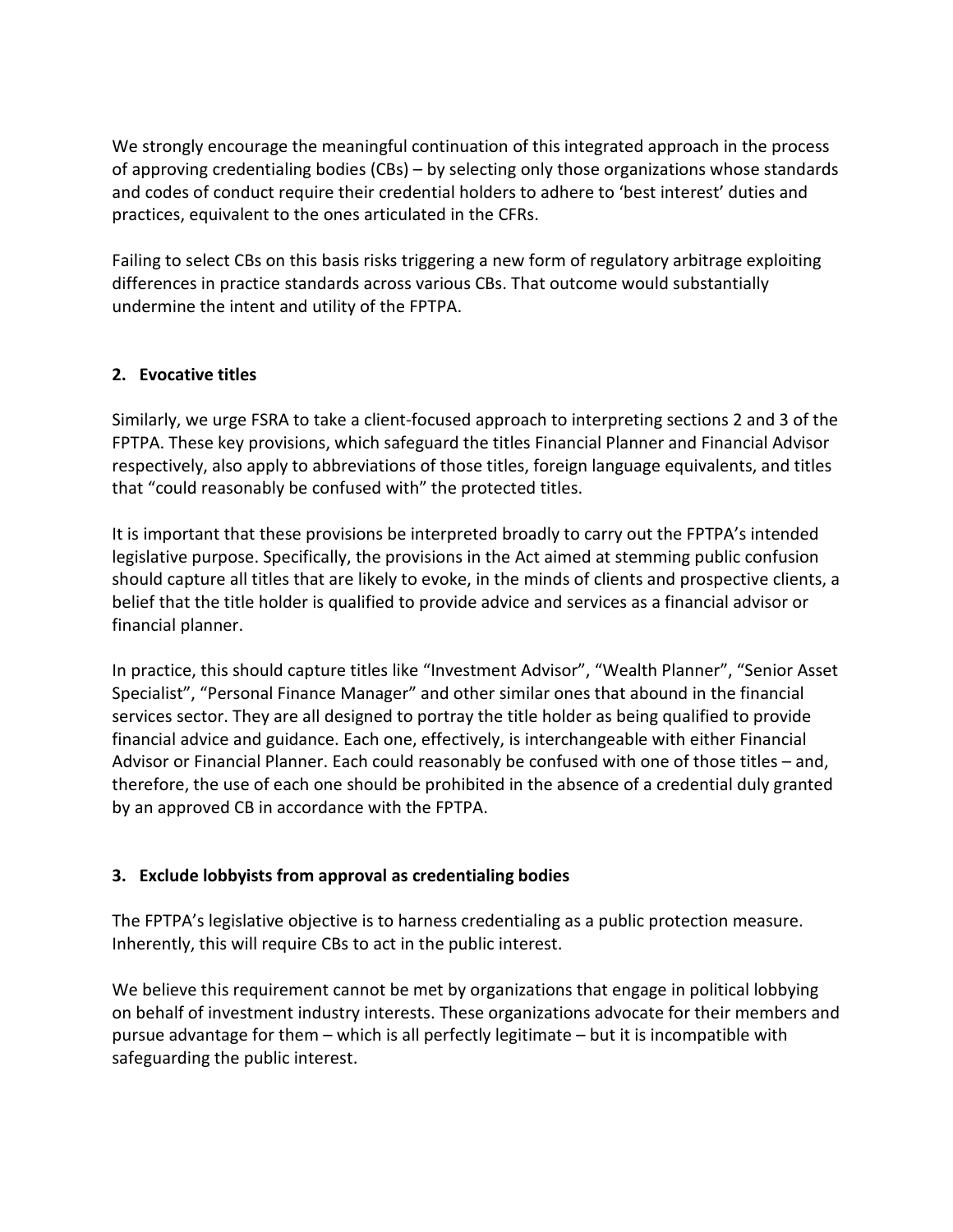We strongly encourage the meaningful continuation of this integrated approach in the process of approving credentialing bodies (CBs) – by selecting only those organizations whose standards and codes of conduct require their credential holders to adhere to 'best interest' duties and practices, equivalent to the ones articulated in the CFRs.

Failing to select CBs on this basis risks triggering a new form of regulatory arbitrage exploiting differences in practice standards across various CBs. That outcome would substantially undermine the intent and utility of the FPTPA.

### 2. Evocative titles

Similarly, we urge FSRA to take a client-focused approach to interpreting sections 2 and 3 of the FPTPA. These key provisions, which safeguard the titles Financial Planner and Financial Advisor respectively, also apply to abbreviations of those titles, foreign language equivalents, and titles that "could reasonably be confused with" the protected titles.

It is important that these provisions be interpreted broadly to carry out the FPTPA's intended legislative purpose. Specifically, the provisions in the Act aimed at stemming public confusion should capture all titles that are likely to evoke, in the minds of clients and prospective clients, a belief that the title holder is qualified to provide advice and services as a financial advisor or financial planner.

In practice, this should capture titles like "Investment Advisor", "Wealth Planner", "Senior Asset Specialist", "Personal Finance Manager" and other similar ones that abound in the financial services sector. They are all designed to portray the title holder as being qualified to provide financial advice and guidance. Each one, effectively, is interchangeable with either Financial Advisor or Financial Planner. Each could reasonably be confused with one of those titles – and, therefore, the use of each one should be prohibited in the absence of a credential duly granted by an approved CB in accordance with the FPTPA.

### 3. Exclude lobbyists from approval as credentialing bodies

The FPTPA's legislative objective is to harness credentialing as a public protection measure. Inherently, this will require CBs to act in the public interest.

We believe this requirement cannot be met by organizations that engage in political lobbying on behalf of investment industry interests. These organizations advocate for their members and pursue advantage for them – which is all perfectly legitimate – but it is incompatible with safeguarding the public interest.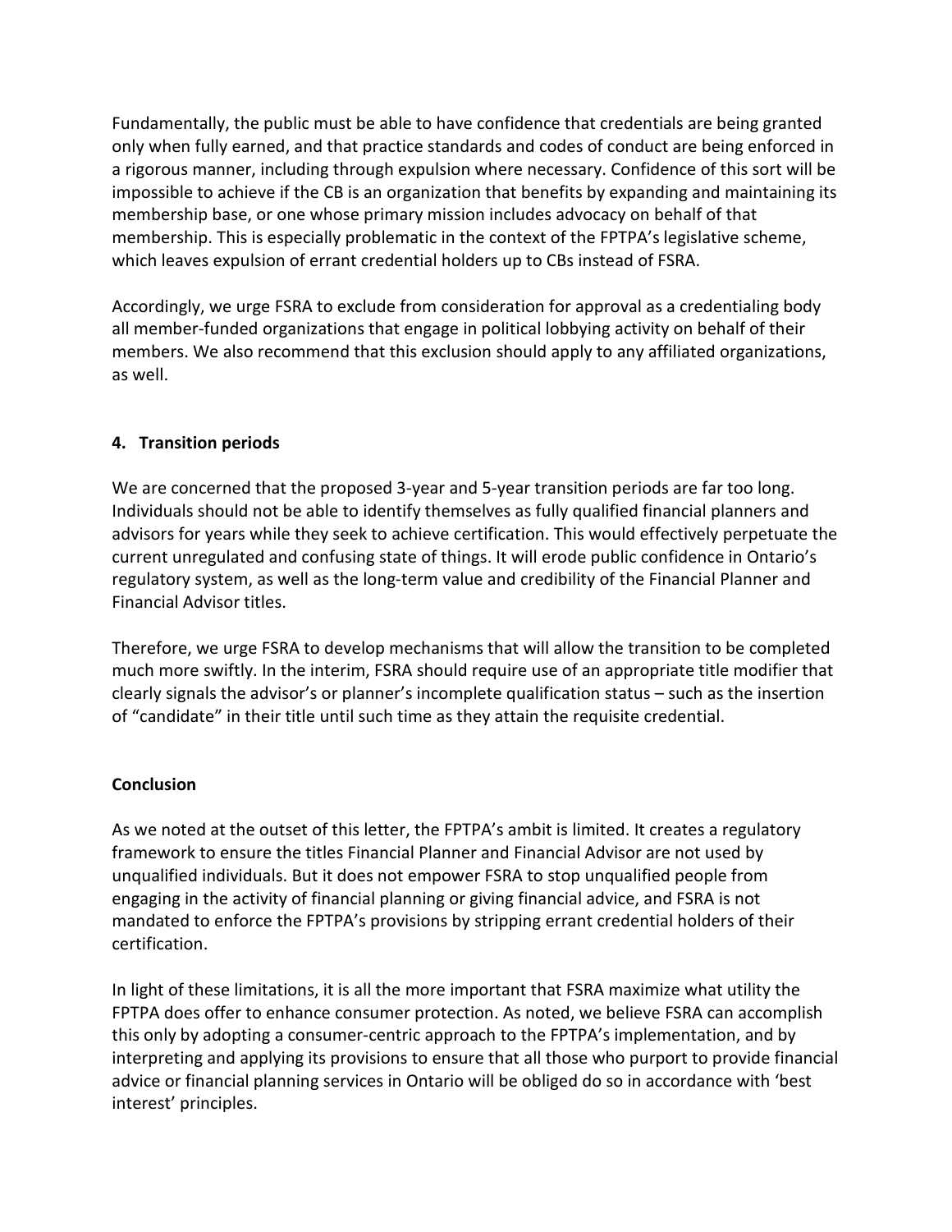Fundamentally, the public must be able to have confidence that credentials are being granted only when fully earned, and that practice standards and codes of conduct are being enforced in a rigorous manner, including through expulsion where necessary. Confidence of this sort will be impossible to achieve if the CB is an organization that benefits by expanding and maintaining its membership base, or one whose primary mission includes advocacy on behalf of that membership. This is especially problematic in the context of the FPTPA's legislative scheme, which leaves expulsion of errant credential holders up to CBs instead of FSRA.

Accordingly, we urge FSRA to exclude from consideration for approval as a credentialing body all member-funded organizations that engage in political lobbying activity on behalf of their members. We also recommend that this exclusion should apply to any affiliated organizations, as well.

**4. Transition periods**

We are concerned that the proposed 3-year and 5-year transition periods are far too long. Individuals should not be able to identify themselves as fully qualified financial planners and advisors for years while they seek to achieve certification. This would effectively perpetuate the current unregulated and confusing state of things. It will erode public confidence in Ontario's regulatory system, as well as the long-term value and credibility of the Financial Planner and Financial Advisor titles.

Therefore, we urge FSRA to develop mechanisms that will allow the transition to be completed much more swiftly. In the interim, FSRA should require use of an appropriate title modifier that clearly signals the advisor's or planner's incomplete qualification status – such as the insertion of "candidate" in their title until such time as they attain the requisite credential.

**Conclusion**

As we noted at the outset of this letter, the FPTPA's ambit is limited. It creates a regulatory framework to ensure the titles Financial Planner and Financial Advisor are not used by unqualified individuals. But it does not empower FSRA to stop unqualified people from engaging in the activity of financial planning or giving financial advice, and FSRA is not mandated to enforce the FPTPA's provisions by stripping errant credential holders of their certification.

In light of these limitations, it is all the more important that FSRA maximize what utility the FPTPA does offer to enhance consumer protection. As noted, we believe FSRA can accomplish this only by adopting a consumer-centric approach to the FPTPA's implementation, and by interpreting and applying its provisions to ensure that all those who purport to provide financial advice or financial planning services in Ontario will be obliged do so in accordance with 'best interest' principles.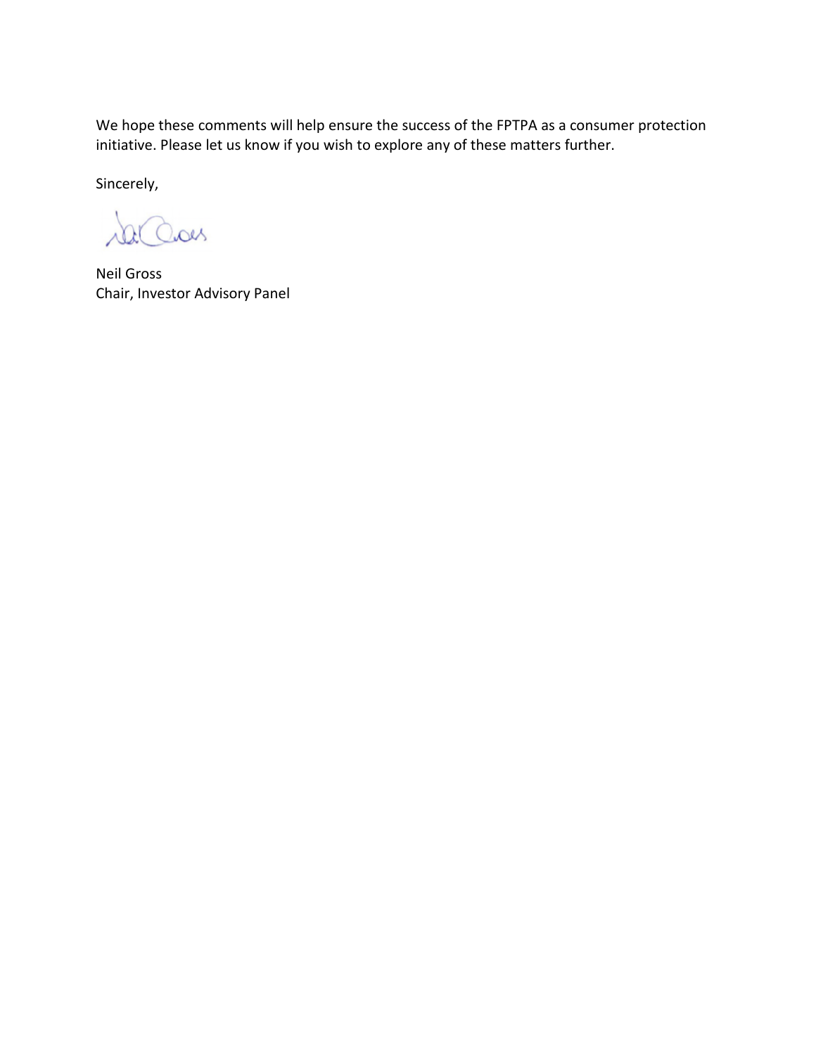We hope these comments will help ensure the success of the FPTPA as a consumer protection initiative. Please let us know if you wish to explore any of these matters further.

Sincerely,

Neil Gross
Chair, Investor Advisory Panel